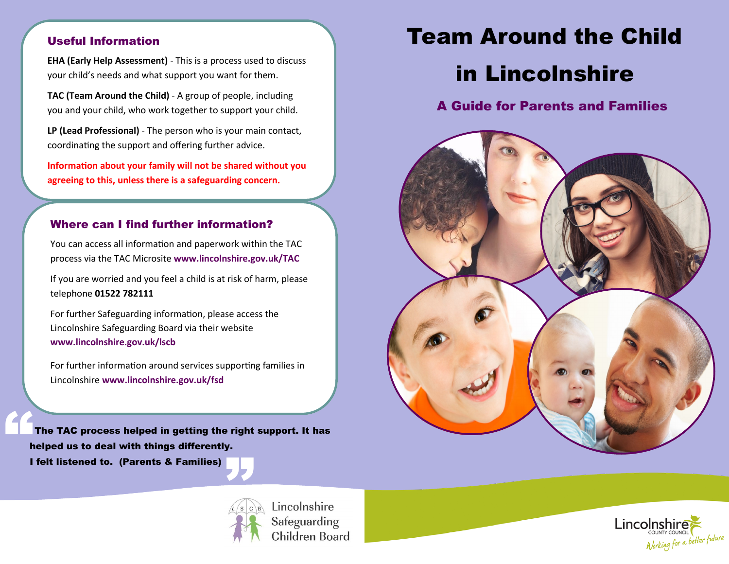# Team Around the Child in Lincolnshire

## A Guide for Parents and Families

### Useful Information

**EHA (Early Help Assessment)** - This is a process used to discuss your child's needs and what support you want for them.

**TAC (Team Around the Child)** - A group of people, including you and your child, who work together to support your child.

**LP (Lead Professional)** - The person who is your main contact, coordinating the support and offering further advice.

**Information about your family will not be shared without you agreeing to this, unless there is a safeguarding concern.**

### Where can I find further information?

You can access all information and paperwork within the TAC process via the TAC Microsite **www.lincolnshire.gov.uk/TAC**

If you are worried and you feel a child is at risk of harm, please telephone **01522 782111**

For further Safeguarding information, please access the Lincolnshire Safeguarding Board via their website **www.lincolnshire.gov.uk/lscb**

For further information around services supporting families in Lincolnshire **www.lincolnshire.gov.uk/fsd**

> **"The TAC process helped in getting the right support. It has helped us to deal with things differently. I felt listened to. (Parents & Families)"**

Lincolnshire Safeguarding Children Board

Lincolnshire County Council — Working for a better future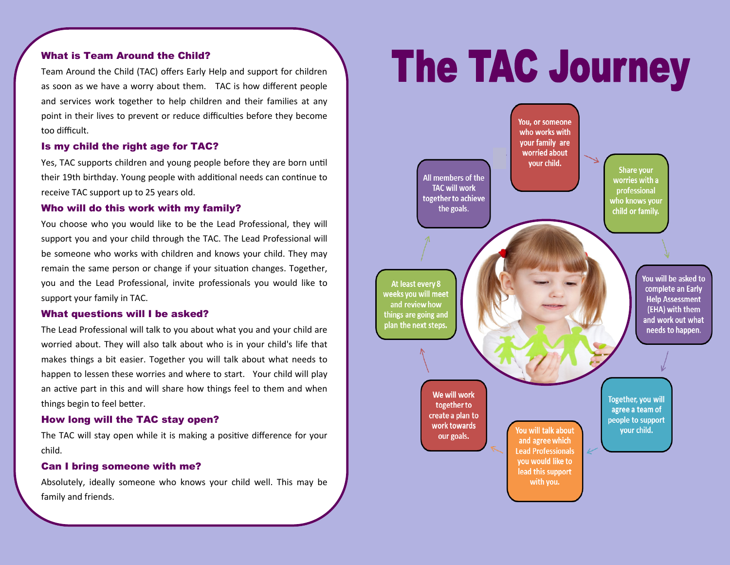## What is Team Around the Child?

Team Around the Child (TAC) offers Early Help and support for children as soon as we have a worry about them. TAC is how different people and services work together to help children and their families at any point in their lives to prevent or reduce difficulties before they become too difficult.

## Is my child the right age for TAC?

Yes, TAC supports children and young people before they are born until their 19th birthday. Young people with additional needs can continue to receive TAC support up to 25 years old.

## Who will do this work with my family?

You choose who you would like to be the Lead Professional, they will support you and your child through the TAC. The Lead Professional will be someone who works with children and knows your child. They may remain the same person or change if your situation changes. Together, you and the Lead Professional, invite professionals you would like to support your family in TAC.

## What questions will I be asked?

The Lead Professional will talk to you about what you and your child are worried about. They will also talk about who is in your child's life that makes things a bit easier. Together you will talk about what needs to happen to lessen these worries and where to start. Your child will play an active part in this and will share how things feel to them and when things begin to feel better.

## How long will the TAC stay open?

The TAC will stay open while it is making a positive difference for your child.

## Can I bring someone with me?

Absolutely, ideally someone who knows your child well. This may be family and friends.

# The TAC Journey

You, or someone who works with your family are worried about your child.

Share your worries with a professional who knows your child or family.

You will be asked to complete an Early Help Assessment (EHA) with them and work out what needs to happen.

Together, you will agree a team of people to support your child.

You will talk about and agree which Lead Professionals you would like to lead this support with you.

We will work together to create a plan to work towards our goals.

At least every 8 weeks you will meet and review how things are going and plan the next steps.

All members of the TAC will work together to achieve the goals.